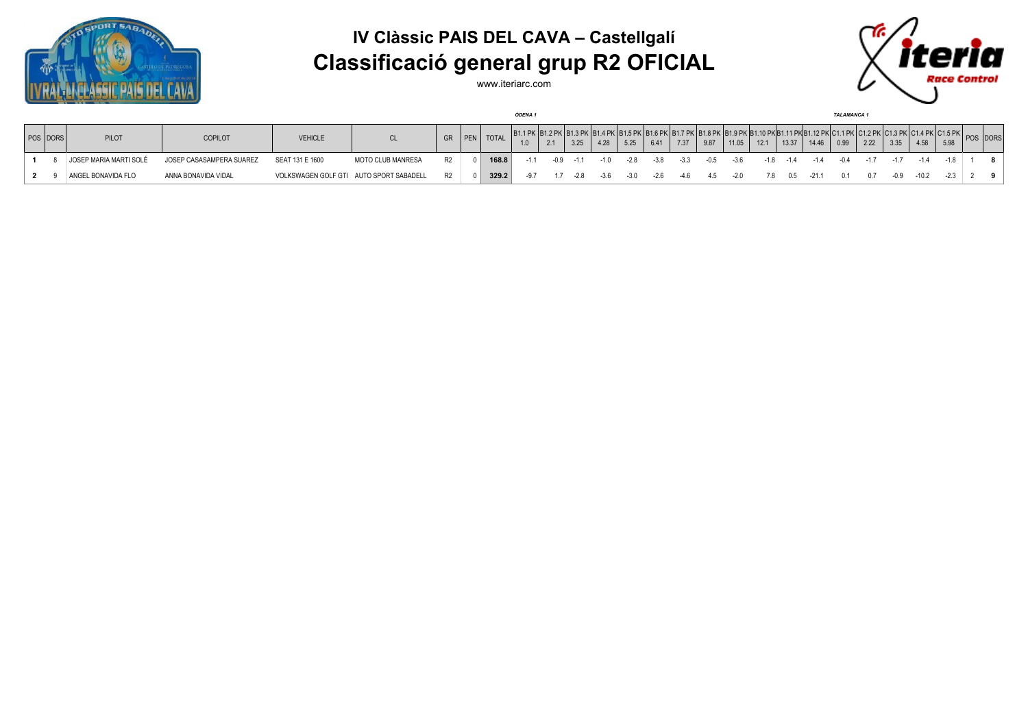# IV Clàssic PAIS DEL CAVA – Castellgalí

## Classificació general grup R2 OFICIAL

www.iteriarc.com

| POS | DORS | PILOT | COPILOT | VEHICLE | CL | GR | PEN | TOTAL | B1.1 PK 1.0 | B1.2 PK 2.1 | B1.3 PK 3.25 | B1.4 PK 4.28 | B1.5 PK 5.25 | B1.6 PK 6.41 | B1.7 PK 7.37 | B1.8 PK 9.87 | B1.9 PK 11.05 | B1.10 PK 12.1 | B1.11 PK 13.37 | B1.12 PK 14.46 | C1.1 PK 0.99 | C1.2 PK 2.22 | C1.3 PK 3.35 | C1.4 PK 4.58 | C1.5 PK 5.98 | POS | DORS |
|---|---|---|---|---|---|---|---|---|---|---|---|---|---|---|---|---|---|---|---|---|---|---|---|---|---|---|---|
| | | | | | | | | | *ÒDENA 1* | | | | | | | | | | | | *TALAMANCA 1* | | | | | | |
| **1** | 8 | JOSEP MARIA MARTI SOLÉ | JOSEP CASASAMPERA SUAREZ | SEAT 131 E 1600 | MOTO CLUB MANRESA | R2 | 0 | **168.8** | -1.1 | -0.9 | -1.1 | -1.0 | -2.8 | -3.8 | -3.3 | -0.5 | -3.6 | -1.8 | -1.4 | -1.4 | -0.4 | -1.7 | -1.7 | -1.4 | -1.8 | 1 | **8** |
| **2** | 9 | ANGEL BONAVIDA FLO | ANNA BONAVIDA VIDAL | VOLKSWAGEN GOLF GTI | AUTO SPORT SABADELL | R2 | 0 | **329.2** | -9.7 | 1.7 | -2.8 | -3.6 | -3.0 | -2.6 | -4.6 | 4.5 | -2.0 | 7.8 | 0.5 | -21.1 | 0.1 | 0.7 | -0.9 | -10.2 | -2.3 | 2 | **9** |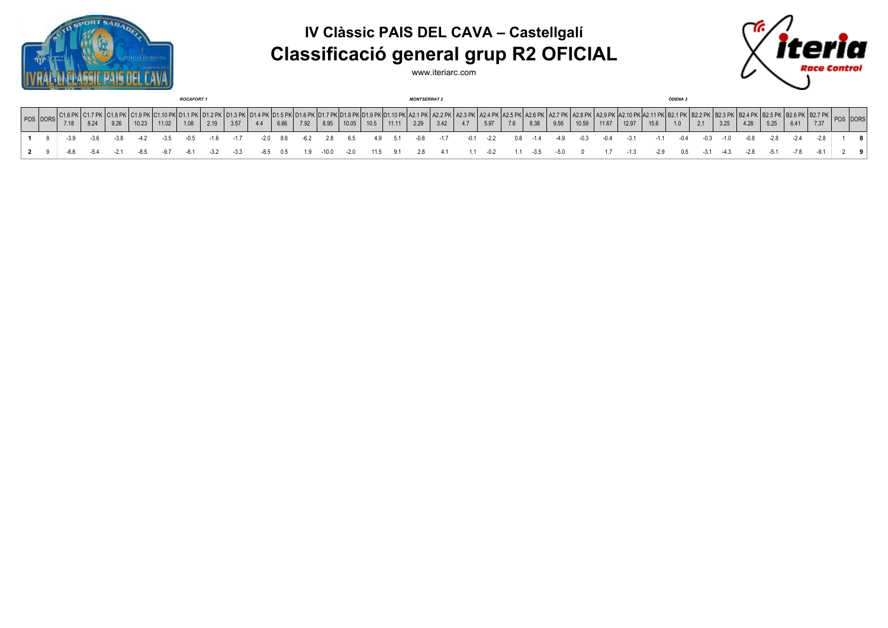# IV Clàssic PAIS DEL CAVA – Castellgalí

## Classificació general grup R2 OFICIAL

www.iteriarc.com

| | | | | | | | *ROCAFORT 1* | | | | | | | | | | *MONTSERRAT 2* | | | | | | | | | | | *ÒDENA 2* | | | | | | | | |
|---|---|---|---|---|---|---|---|---|---|---|---|---|---|---|---|---|---|---|---|---|---|---|---|---|---|---|---|---|---|---|---|---|---|---|---|---|
| POS | DORS | C1.6 PK 7.18 | C1.7 PK 8.24 | C1.8 PK 9.26 | C1.9 PK 10.23 | C1.10 PK 11.02 | D1.1 PK 1.08 | D1.2 PK 2.19 | D1.3 PK 3.57 | D1.4 PK 4.4 | D1.5 PK 6.66 | D1.6 PK 7.92 | D1.7 PK 8.95 | D1.8 PK 10.05 | D1.9 PK 10.5 | D1.10 PK 11.11 | A2.1 PK 2.29 | A2.2 PK 3.42 | A2.3 PK 4.7 | A2.4 PK 5.97 | A2.5 PK 7.6 | A2.6 PK 8.38 | A2.7 PK 9.56 | A2.8 PK 10.59 | A2.9 PK 11.67 | A2.10 PK 12.97 | A2.11 PK 15.6 | B2.1 PK 1.0 | B2.2 PK 2.1 | B2.3 PK 3.25 | B2.4 PK 4.28 | B2.5 PK 5.25 | B2.6 PK 6.41 | B2.7 PK 7.37 | POS | DORS |
| **1** | 8 | -3.9 | -3.6 | -3.8 | -4.2 | -3.5 | -0.5 | -1.6 | -1.7 | -2.0 | 8.6 | -6.2 | 2.8 | 6.5 | 4.9 | 5.1 | -0.8 | -1.7 | -0.1 | -2.2 | 0.8 | -1.4 | -4.9 | -0.3 | -0.4 | -3.1 | -1.1 | -0.4 | -0.3 | -1.0 | -0.8 | -2.8 | -2.4 | -2.8 | 1 | **8** |
| **2** | 9 | -6.6 | -5.4 | -2.1 | -8.5 | -9.7 | -6.1 | -3.2 | -3.3 | -8.5 | 0.5 | 1.9 | -10.0 | -2.0 | 11.5 | 9.1 | 2.8 | 4.1 | 1.1 | -0.2 | 1.1 | -3.5 | -5.0 | 0 | 1.7 | -1.3 | -2.9 | 0.5 | -3.1 | -4.3 | -2.8 | -5.1 | -7.8 | -9.1 | 2 | **9** |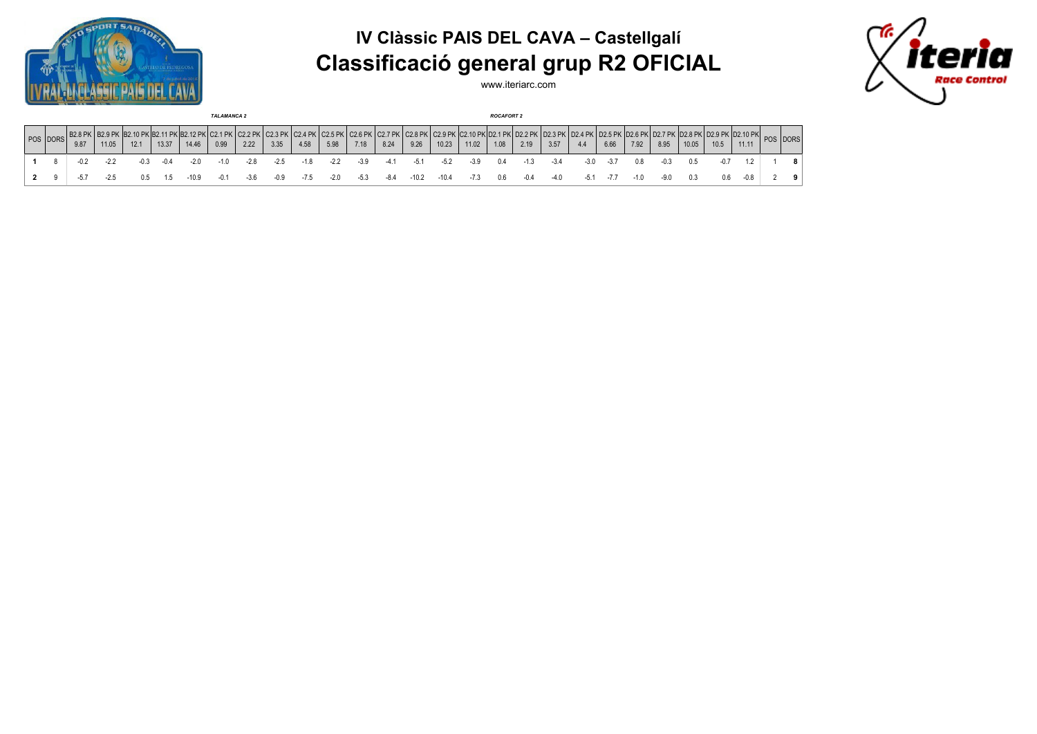# IV Clàssic PAIS DEL CAVA – Castellgalí

## Classificació general grup R2 OFICIAL

www.iteriarc.com

*TALAMANCA 2* · *ROCAFORT 2*

| POS | DORS | B2.8 PK 9.87 | B2.9 PK 11.05 | B2.10 PK 12.1 | B2.11 PK 13.37 | B2.12 PK 14.46 | C2.1 PK 0.99 | C2.2 PK 2.22 | C2.3 PK 3.35 | C2.4 PK 4.58 | C2.5 PK 5.98 | C2.6 PK 7.18 | C2.7 PK 8.24 | C2.8 PK 9.26 | C2.9 PK 10.23 | C2.10 PK 11.02 | D2.1 PK 1.08 | D2.2 PK 2.19 | D2.3 PK 3.57 | D2.4 PK 4.4 | D2.5 PK 6.66 | D2.6 PK 7.92 | D2.7 PK 8.95 | D2.8 PK 10.05 | D2.9 PK 10.5 | D2.10 PK 11.11 | POS | DORS |
|---|---|---|---|---|---|---|---|---|---|---|---|---|---|---|---|---|---|---|---|---|---|---|---|---|---|---|---|---|
| **1** | 8 | -0.2 | -2.2 | -0.3 | -0.4 | -2.0 | -1.0 | -2.8 | -2.5 | -1.8 | -2.2 | -3.9 | -4.1 | -5.1 | -5.2 | -3.9 | 0.4 | -1.3 | -3.4 | -3.0 | -3.7 | 0.8 | -0.3 | 0.5 | -0.7 | 1.2 | 1 | **8** |
| **2** | 9 | -5.7 | -2.5 | 0.5 | 1.5 | -10.9 | -0.1 | -3.6 | -0.9 | -7.5 | -2.0 | -5.3 | -8.4 | -10.2 | -10.4 | -7.3 | 0.6 | -0.4 | -4.0 | -5.1 | -7.7 | -1.0 | -9.0 | 0.3 | 0.6 | -0.8 | 2 | **9** |